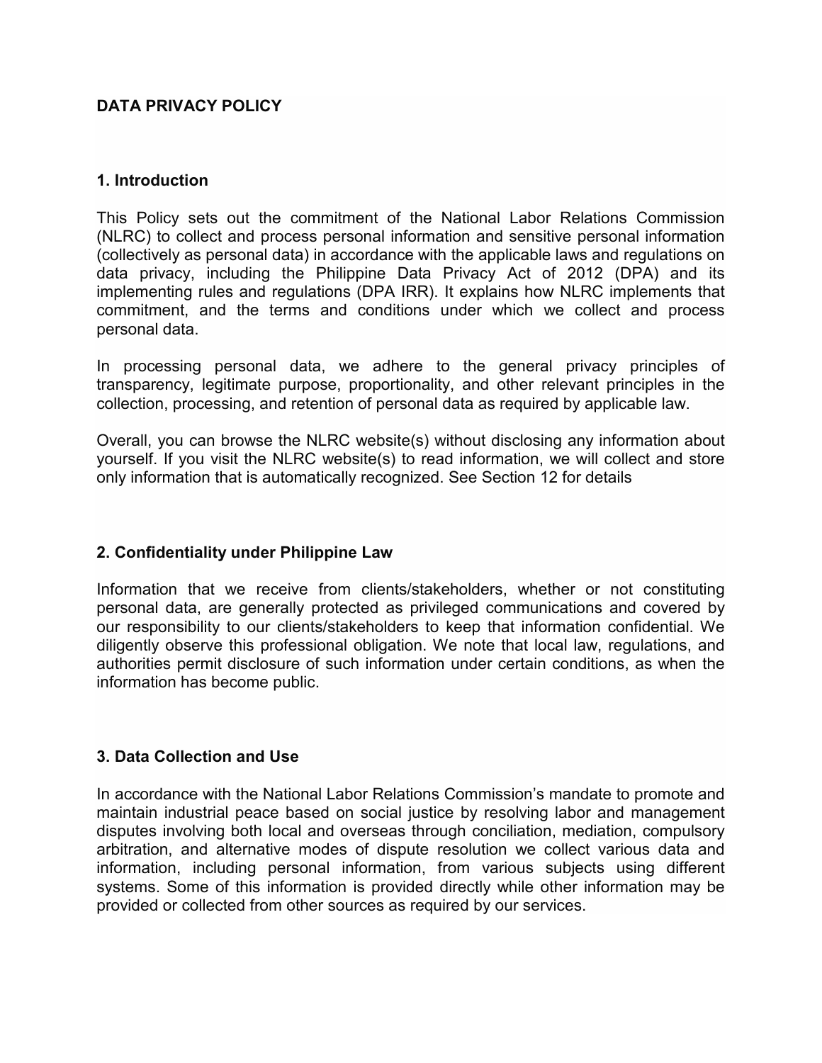# DATA PRIVACY POLICY

## 1. Introduction

This Policy sets out the commitment of the National Labor Relations Commission (NLRC) to collect and process personal information and sensitive personal information (collectively as personal data) in accordance with the applicable laws and regulations on data privacy, including the Philippine Data Privacy Act of 2012 (DPA) and its implementing rules and regulations (DPA IRR). It explains how NLRC implements that commitment, and the terms and conditions under which we collect and process personal data.

In processing personal data, we adhere to the general privacy principles of transparency, legitimate purpose, proportionality, and other relevant principles in the collection, processing, and retention of personal data as required by applicable law.

Overall, you can browse the NLRC website(s) without disclosing any information about yourself. If you visit the NLRC website(s) to read information, we will collect and store only information that is automatically recognized. See Section 12 for details

## 2. Confidentiality under Philippine Law

Information that we receive from clients/stakeholders, whether or not constituting personal data, are generally protected as privileged communications and covered by our responsibility to our clients/stakeholders to keep that information confidential. We diligently observe this professional obligation. We note that local law, regulations, and authorities permit disclosure of such information under certain conditions, as when the information has become public.

## 3. Data Collection and Use

In accordance with the National Labor Relations Commission's mandate to promote and maintain industrial peace based on social justice by resolving labor and management disputes involving both local and overseas through conciliation, mediation, compulsory arbitration, and alternative modes of dispute resolution we collect various data and information, including personal information, from various subjects using different systems. Some of this information is provided directly while other information may be provided or collected from other sources as required by our services.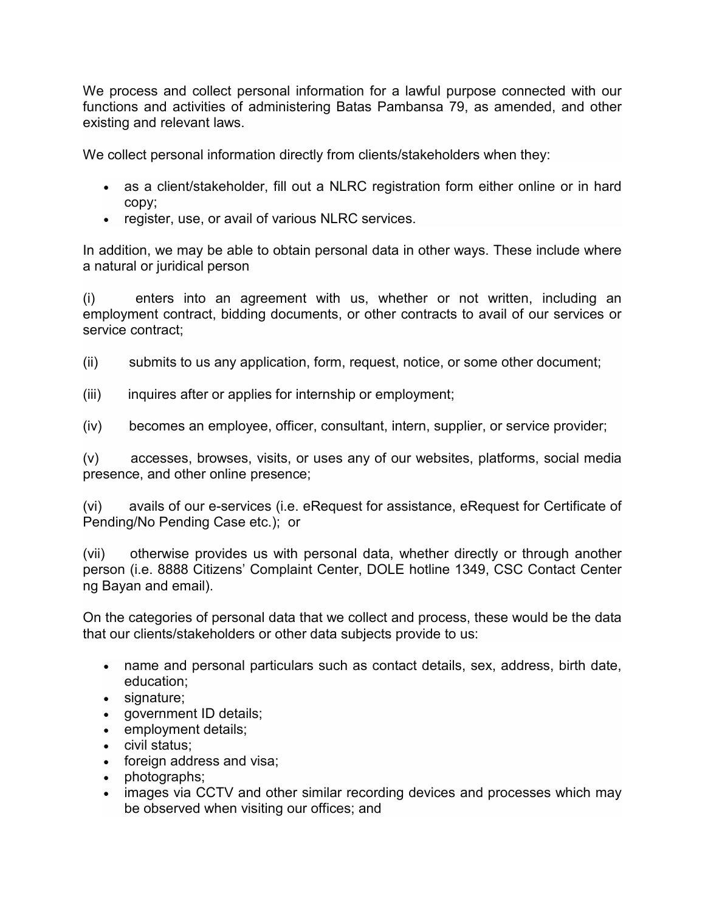We process and collect personal information for a lawful purpose connected with our functions and activities of administering Batas Pambansa 79, as amended, and other existing and relevant laws.

We collect personal information directly from clients/stakeholders when they:

- as a client/stakeholder, fill out a NLRC registration form either online or in hard copy;
- register, use, or avail of various NLRC services.

In addition, we may be able to obtain personal data in other ways. These include where a natural or juridical person

(i) enters into an agreement with us, whether or not written, including an employment contract, bidding documents, or other contracts to avail of our services or service contract;

(ii) submits to us any application, form, request, notice, or some other document;

(iii) inquires after or applies for internship or employment;

(iv) becomes an employee, officer, consultant, intern, supplier, or service provider;

(v) accesses, browses, visits, or uses any of our websites, platforms, social media presence, and other online presence;

(vi) avails of our e-services (i.e. eRequest for assistance, eRequest for Certificate of Pending/No Pending Case etc.); or

(vii) otherwise provides us with personal data, whether directly or through another person (i.e. 8888 Citizens' Complaint Center, DOLE hotline 1349, CSC Contact Center ng Bayan and email).

On the categories of personal data that we collect and process, these would be the data that our clients/stakeholders or other data subjects provide to us:

- name and personal particulars such as contact details, sex, address, birth date, education;
- signature;
- government ID details;
- employment details;
- civil status;
- foreign address and visa;
- photographs;
- images via CCTV and other similar recording devices and processes which may be observed when visiting our offices; and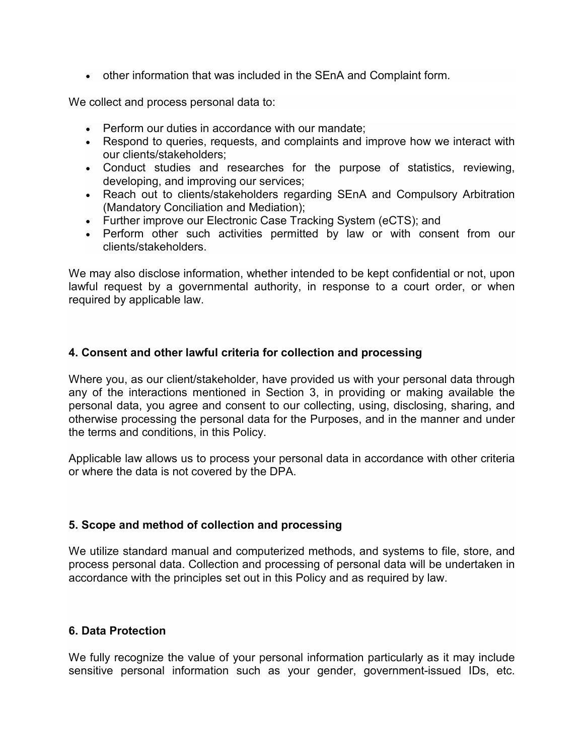- other information that was included in the SEnA and Complaint form.

We collect and process personal data to:

- Perform our duties in accordance with our mandate;
- Respond to queries, requests, and complaints and improve how we interact with our clients/stakeholders;
- Conduct studies and researches for the purpose of statistics, reviewing, developing, and improving our services;
- Reach out to clients/stakeholders regarding SEnA and Compulsory Arbitration (Mandatory Conciliation and Mediation);
- Further improve our Electronic Case Tracking System (eCTS); and
- Perform other such activities permitted by law or with consent from our clients/stakeholders.

We may also disclose information, whether intended to be kept confidential or not, upon lawful request by a governmental authority, in response to a court order, or when required by applicable law.

### 4. Consent and other lawful criteria for collection and processing

Where you, as our client/stakeholder, have provided us with your personal data through any of the interactions mentioned in Section 3, in providing or making available the personal data, you agree and consent to our collecting, using, disclosing, sharing, and otherwise processing the personal data for the Purposes, and in the manner and under the terms and conditions, in this Policy.

Applicable law allows us to process your personal data in accordance with other criteria or where the data is not covered by the DPA.

### 5. Scope and method of collection and processing

We utilize standard manual and computerized methods, and systems to file, store, and process personal data. Collection and processing of personal data will be undertaken in accordance with the principles set out in this Policy and as required by law.

### 6. Data Protection

We fully recognize the value of your personal information particularly as it may include sensitive personal information such as your gender, government-issued IDs, etc.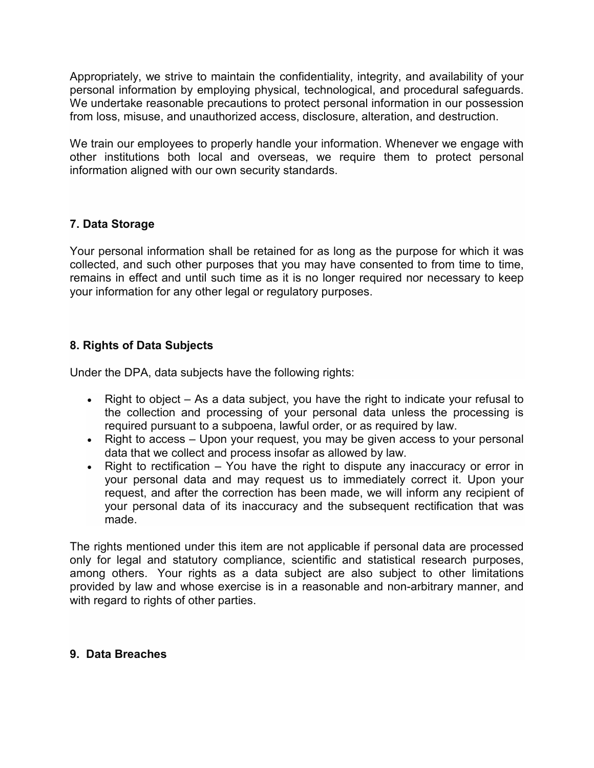Appropriately, we strive to maintain the confidentiality, integrity, and availability of your personal information by employing physical, technological, and procedural safeguards. We undertake reasonable precautions to protect personal information in our possession from loss, misuse, and unauthorized access, disclosure, alteration, and destruction.

We train our employees to properly handle your information. Whenever we engage with other institutions both local and overseas, we require them to protect personal information aligned with our own security standards.

**7. Data Storage**

Your personal information shall be retained for as long as the purpose for which it was collected, and such other purposes that you may have consented to from time to time, remains in effect and until such time as it is no longer required nor necessary to keep your information for any other legal or regulatory purposes.

**8. Rights of Data Subjects**

Under the DPA, data subjects have the following rights:

- Right to object – As a data subject, you have the right to indicate your refusal to the collection and processing of your personal data unless the processing is required pursuant to a subpoena, lawful order, or as required by law.
- Right to access – Upon your request, you may be given access to your personal data that we collect and process insofar as allowed by law.
- Right to rectification – You have the right to dispute any inaccuracy or error in your personal data and may request us to immediately correct it. Upon your request, and after the correction has been made, we will inform any recipient of your personal data of its inaccuracy and the subsequent rectification that was made.

The rights mentioned under this item are not applicable if personal data are processed only for legal and statutory compliance, scientific and statistical research purposes, among others. Your rights as a data subject are also subject to other limitations provided by law and whose exercise is in a reasonable and non-arbitrary manner, and with regard to rights of other parties.

**9. Data Breaches**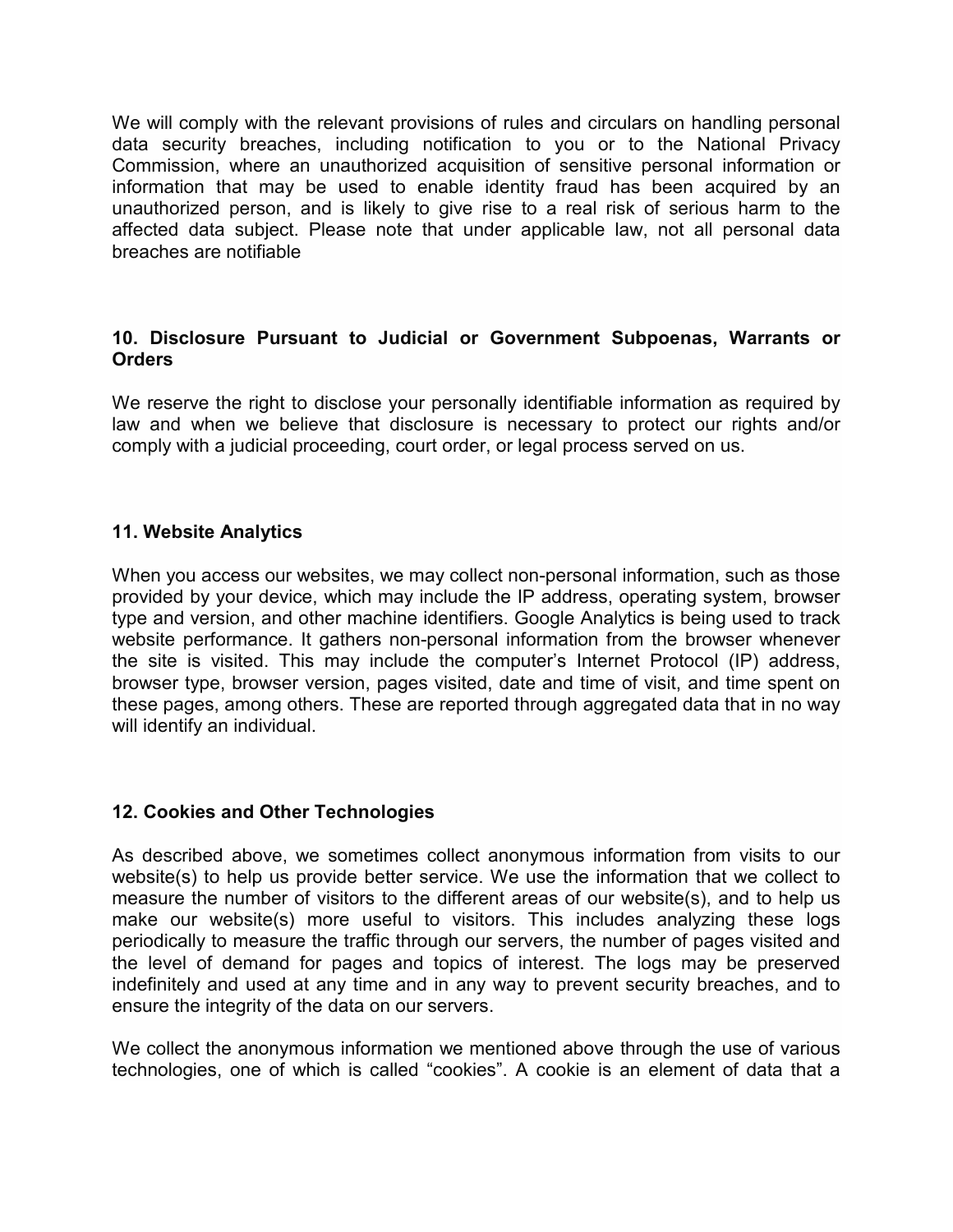We will comply with the relevant provisions of rules and circulars on handling personal data security breaches, including notification to you or to the National Privacy Commission, where an unauthorized acquisition of sensitive personal information or information that may be used to enable identity fraud has been acquired by an unauthorized person, and is likely to give rise to a real risk of serious harm to the affected data subject. Please note that under applicable law, not all personal data breaches are notifiable

### 10. Disclosure Pursuant to Judicial or Government Subpoenas, Warrants or Orders

We reserve the right to disclose your personally identifiable information as required by law and when we believe that disclosure is necessary to protect our rights and/or comply with a judicial proceeding, court order, or legal process served on us.

### 11. Website Analytics

When you access our websites, we may collect non-personal information, such as those provided by your device, which may include the IP address, operating system, browser type and version, and other machine identifiers. Google Analytics is being used to track website performance. It gathers non-personal information from the browser whenever the site is visited. This may include the computer's Internet Protocol (IP) address, browser type, browser version, pages visited, date and time of visit, and time spent on these pages, among others. These are reported through aggregated data that in no way will identify an individual.

### 12. Cookies and Other Technologies

As described above, we sometimes collect anonymous information from visits to our website(s) to help us provide better service. We use the information that we collect to measure the number of visitors to the different areas of our website(s), and to help us make our website(s) more useful to visitors. This includes analyzing these logs periodically to measure the traffic through our servers, the number of pages visited and the level of demand for pages and topics of interest. The logs may be preserved indefinitely and used at any time and in any way to prevent security breaches, and to ensure the integrity of the data on our servers.

We collect the anonymous information we mentioned above through the use of various technologies, one of which is called "cookies". A cookie is an element of data that a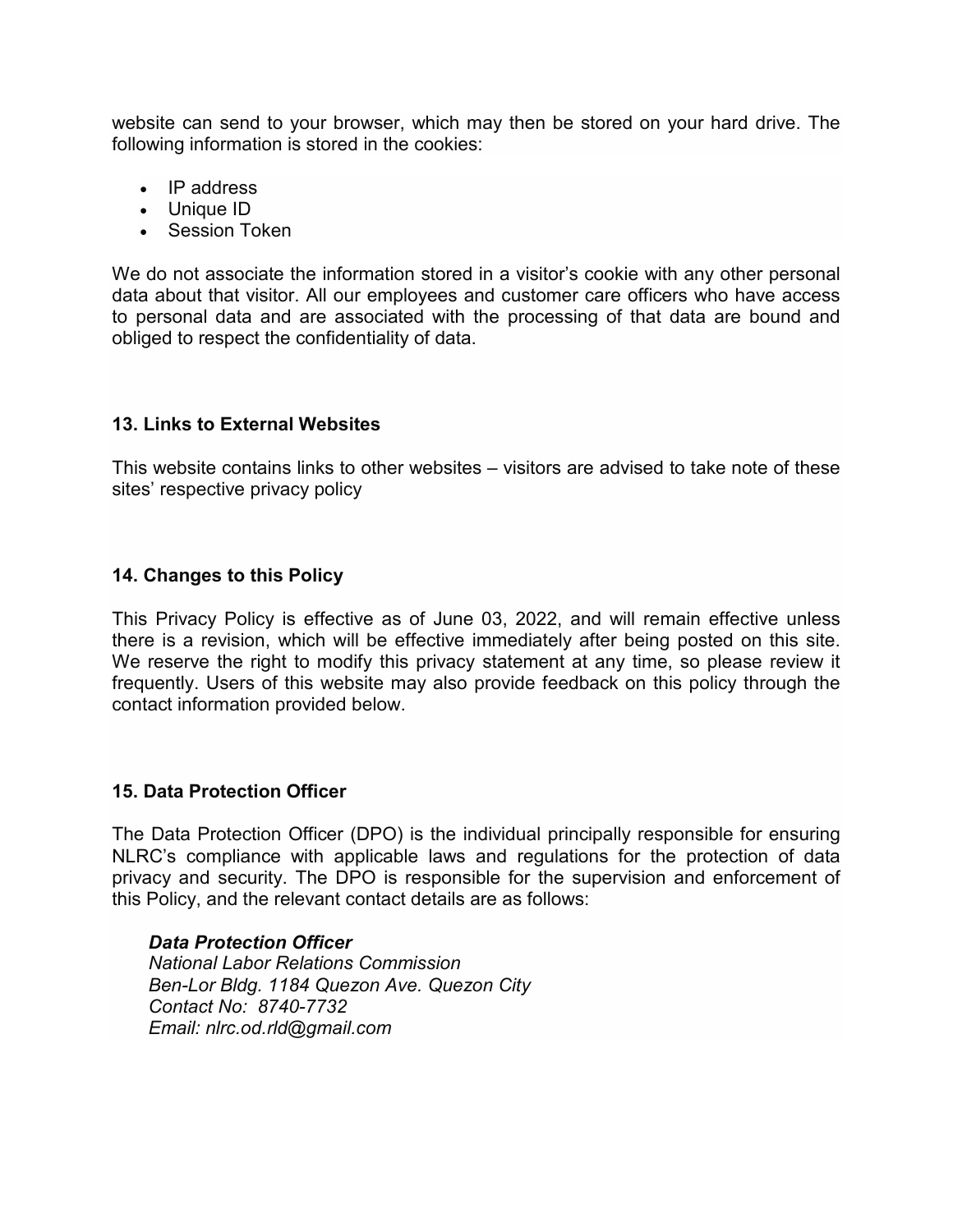website can send to your browser, which may then be stored on your hard drive. The following information is stored in the cookies:

- IP address
- Unique ID
- Session Token

We do not associate the information stored in a visitor's cookie with any other personal data about that visitor. All our employees and customer care officers who have access to personal data and are associated with the processing of that data are bound and obliged to respect the confidentiality of data.

**13. Links to External Websites**

This website contains links to other websites – visitors are advised to take note of these sites' respective privacy policy

**14. Changes to this Policy**

This Privacy Policy is effective as of June 03, 2022, and will remain effective unless there is a revision, which will be effective immediately after being posted on this site. We reserve the right to modify this privacy statement at any time, so please review it frequently. Users of this website may also provide feedback on this policy through the contact information provided below.

**15. Data Protection Officer**

The Data Protection Officer (DPO) is the individual principally responsible for ensuring NLRC's compliance with applicable laws and regulations for the protection of data privacy and security. The DPO is responsible for the supervision and enforcement of this Policy, and the relevant contact details are as follows:

> ***Data Protection Officer***
> *National Labor Relations Commission*
> *Ben-Lor Bldg. 1184 Quezon Ave. Quezon City*
> *Contact No: 8740-7732*
> *Email: nlrc.od.rld@gmail.com*